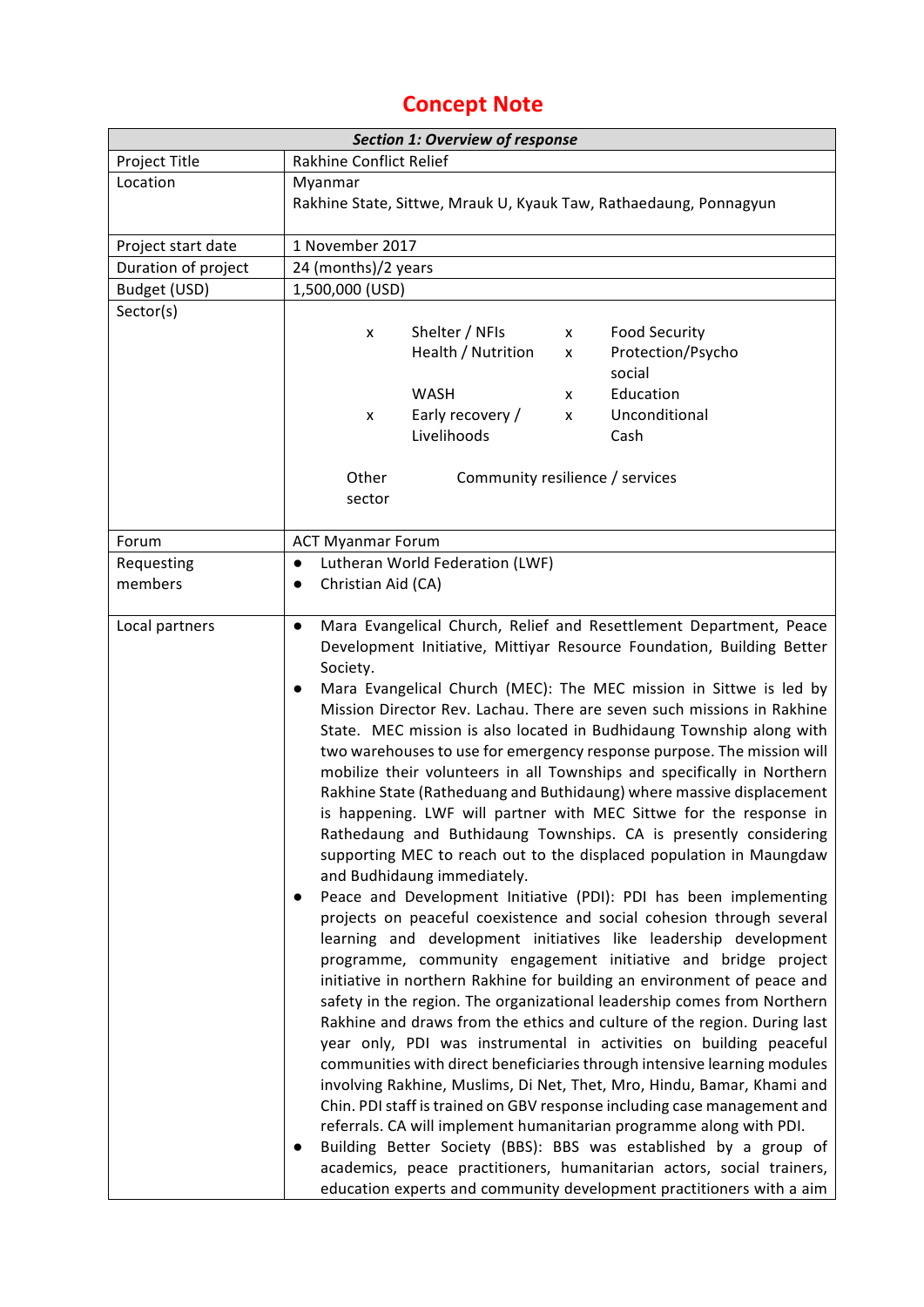# Concept Note

| ***Section 1: Overview of response*** | |
|---|---|
| Project Title | Rakhine Conflict Relief |
| Location | Myanmar<br>Rakhine State, Sittwe, Mrauk U, Kyauk Taw, Rathaedaung, Ponnagyun |
| Project start date | 1 November 2017 |
| Duration of project | 24 (months)/2 years |
| Budget (USD) | 1,500,000 (USD) |
| Sector(s) | x Shelter / NFIs; x Food Security; Health / Nutrition; x Protection/Psycho social; WASH; x Education; x Early recovery / Livelihoods; x Unconditional Cash<br>Other sector: Community resilience / services |
| Forum | ACT Myanmar Forum |
| Requesting members | • Lutheran World Federation (LWF)<br>• Christian Aid (CA) |
| Local partners | • Mara Evangelical Church, Relief and Resettlement Department, Peace Development Initiative, Mittiyar Resource Foundation, Building Better Society.<br>• Mara Evangelical Church (MEC): The MEC mission in Sittwe is led by Mission Director Rev. Lachau. There are seven such missions in Rakhine State. MEC mission is also located in Budhidaung Township along with two warehouses to use for emergency response purpose. The mission will mobilize their volunteers in all Townships and specifically in Northern Rakhine State (Ratheduang and Buthidaung) where massive displacement is happening. LWF will partner with MEC Sittwe for the response in Rathedaung and Buthidaung Townships. CA is presently considering supporting MEC to reach out to the displaced population in Maungdaw and Budhidaung immediately.<br>• Peace and Development Initiative (PDI): PDI has been implementing projects on peaceful coexistence and social cohesion through several learning and development initiatives like leadership development programme, community engagement initiative and bridge project initiative in northern Rakhine for building an environment of peace and safety in the region. The organizational leadership comes from Northern Rakhine and draws from the ethics and culture of the region. During last year only, PDI was instrumental in activities on building peaceful communities with direct beneficiaries through intensive learning modules involving Rakhine, Muslims, Di Net, Thet, Mro, Hindu, Bamar, Khami and Chin. PDI staff is trained on GBV response including case management and referrals. CA will implement humanitarian programme along with PDI.<br>• Building Better Society (BBS): BBS was established by a group of academics, peace practitioners, humanitarian actors, social trainers, education experts and community development practitioners with a aim |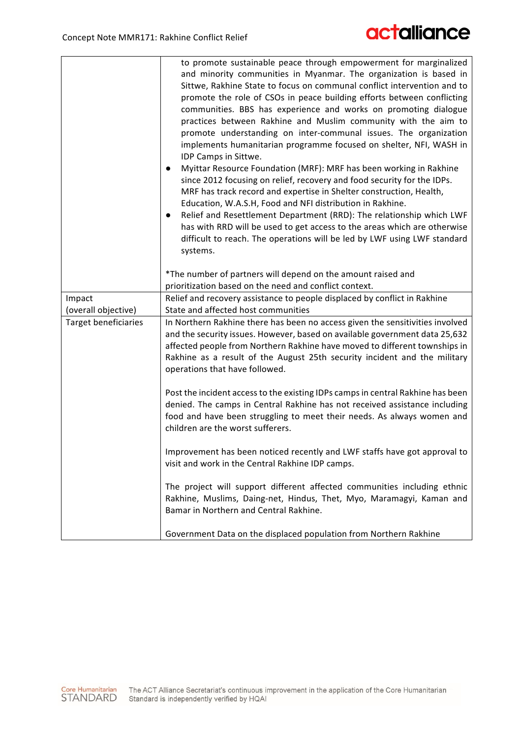| | |
|---|---|
| | to promote sustainable peace through empowerment for marginalized and minority communities in Myanmar. The organization is based in Sittwe, Rakhine State to focus on communal conflict intervention and to promote the role of CSOs in peace building efforts between conflicting communities. BBS has experience and works on promoting dialogue practices between Rakhine and Muslim community with the aim to promote understanding on inter-communal issues. The organization implements humanitarian programme focused on shelter, NFI, WASH in IDP Camps in Sittwe.<br>• Myittar Resource Foundation (MRF): MRF has been working in Rakhine since 2012 focusing on relief, recovery and food security for the IDPs. MRF has track record and expertise in Shelter construction, Health, Education, W.A.S.H, Food and NFI distribution in Rakhine.<br>• Relief and Resettlement Department (RRD): The relationship which LWF has with RRD will be used to get access to the areas which are otherwise difficult to reach. The operations will be led by LWF using LWF standard systems.<br><br>*The number of partners will depend on the amount raised and prioritization based on the need and conflict context. |
| Impact (overall objective) | Relief and recovery assistance to people displaced by conflict in Rakhine State and affected host communities |
| Target beneficiaries | In Northern Rakhine there has been no access given the sensitivities involved and the security issues. However, based on available government data 25,632 affected people from Northern Rakhine have moved to different townships in Rakhine as a result of the August 25th security incident and the military operations that have followed.<br><br>Post the incident access to the existing IDPs camps in central Rakhine has been denied. The camps in Central Rakhine has not received assistance including food and have been struggling to meet their needs. As always women and children are the worst sufferers.<br><br>Improvement has been noticed recently and LWF staffs have got approval to visit and work in the Central Rakhine IDP camps.<br><br>The project will support different affected communities including ethnic Rakhine, Muslims, Daing-net, Hindus, Thet, Myo, Maramagyi, Kaman and Bamar in Northern and Central Rakhine.<br><br>Government Data on the displaced population from Northern Rakhine |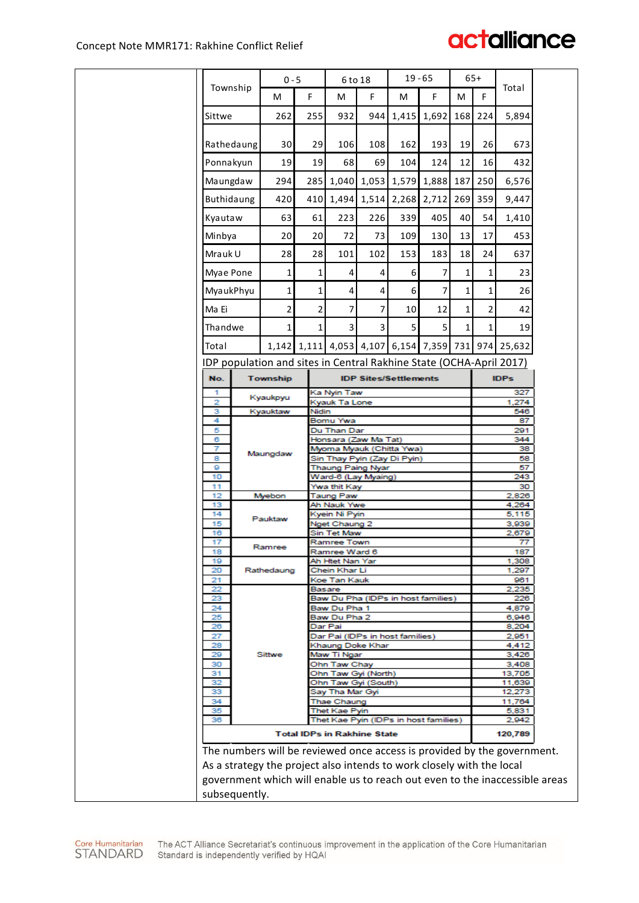| Township | 0 - 5 | | 6 to 18 | | 19 - 65 | | 65+ | | Total |
|---|---|---|---|---|---|---|---|---|---|
| | M | F | M | F | M | F | M | F | |
| Sittwe | 262 | 255 | 932 | 944 | 1,415 | 1,692 | 168 | 224 | 5,894 |
| Rathedaung | 30 | 29 | 106 | 108 | 162 | 193 | 19 | 26 | 673 |
| Ponnakyun | 19 | 19 | 68 | 69 | 104 | 124 | 12 | 16 | 432 |
| Maungdaw | 294 | 285 | 1,040 | 1,053 | 1,579 | 1,888 | 187 | 250 | 6,576 |
| Buthidaung | 420 | 410 | 1,494 | 1,514 | 2,268 | 2,712 | 269 | 359 | 9,447 |
| Kyautaw | 63 | 61 | 223 | 226 | 339 | 405 | 40 | 54 | 1,410 |
| Minbya | 20 | 20 | 72 | 73 | 109 | 130 | 13 | 17 | 453 |
| Mrauk U | 28 | 28 | 101 | 102 | 153 | 183 | 18 | 24 | 637 |
| Myae Pone | 1 | 1 | 4 | 4 | 6 | 7 | 1 | 1 | 23 |
| MyaukPhyu | 1 | 1 | 4 | 4 | 6 | 7 | 1 | 1 | 26 |
| Ma Ei | 2 | 2 | 7 | 7 | 10 | 12 | 1 | 2 | 42 |
| Thandwe | 1 | 1 | 3 | 3 | 5 | 5 | 1 | 1 | 19 |
| Total | 1,142 | 1,111 | 4,053 | 4,107 | 6,154 | 7,359 | 731 | 974 | 25,632 |

IDP population and sites in Central Rakhine State (OCHA-April 2017)

| No. | Township | IDP Sites/Settlements | IDPs |
|---|---|---|---|
| 1 | Kyaukpyu | Ka Nyin Taw | 327 |
| 2 | | Kyauk Ta Lone | 1,274 |
| 3 | Kyauktaw | Nidin | 546 |
| 4 | Maungdaw | Bomu Ywa | 87 |
| 5 | | Du Than Dar | 291 |
| 6 | | Honsara (Zaw Ma Tat) | 344 |
| 7 | | Myoma Myauk (Chitta Ywa) | 38 |
| 8 | | Sin Thay Pyin (Zay Di Pyin) | 58 |
| 9 | | Thaung Paing Nyar | 57 |
| 10 | | Ward-6 (Lay Myaing) | 243 |
| 11 | | Ywa thit Kay | 30 |
| 12 | Myebon | Taung Paw | 2,826 |
| 13 | Pauktaw | Ah Nauk Ywe | 4,264 |
| 14 | | Kyein Ni Pyin | 5,115 |
| 15 | | Nget Chaung 2 | 3,939 |
| 16 | | Sin Tet Maw | 2,679 |
| 17 | Ramree | Ramree Town | 77 |
| 18 | | Ramree Ward 6 | 187 |
| 19 | Rathedaung | Ah Htet Nan Yar | 1,308 |
| 20 | | Chein Khar Li | 1,297 |
| 21 | | Koe Tan Kauk | 961 |
| 22 | Sittwe | Basare | 2,235 |
| 23 | | Baw Du Pha (IDPs in host families) | 226 |
| 24 | | Baw Du Pha 1 | 4,879 |
| 25 | | Baw Du Pha 2 | 6,946 |
| 26 | | Dar Pai | 8,204 |
| 27 | | Dar Pai (IDPs in host families) | 2,951 |
| 28 | | Khaung Doke Khar | 4,412 |
| 29 | | Maw Ti Ngar | 3,426 |
| 30 | | Ohn Taw Chay | 3,408 |
| 31 | | Ohn Taw Gyi (North) | 13,705 |
| 32 | | Ohn Taw Gyi (South) | 11,639 |
| 33 | | Say Tha Mar Gyi | 12,273 |
| 34 | | Thae Chaung | 11,764 |
| 35 | | Thet Kae Pyin | 5,831 |
| 36 | | Thet Kae Pyin (IDPs in host families) | 2,942 |
| **Total IDPs in Rakhine State** | | | **120,789** |

The numbers will be reviewed once access is provided by the government. As a strategy the project also intends to work closely with the local government which will enable us to reach out even to the inaccessible areas subsequently.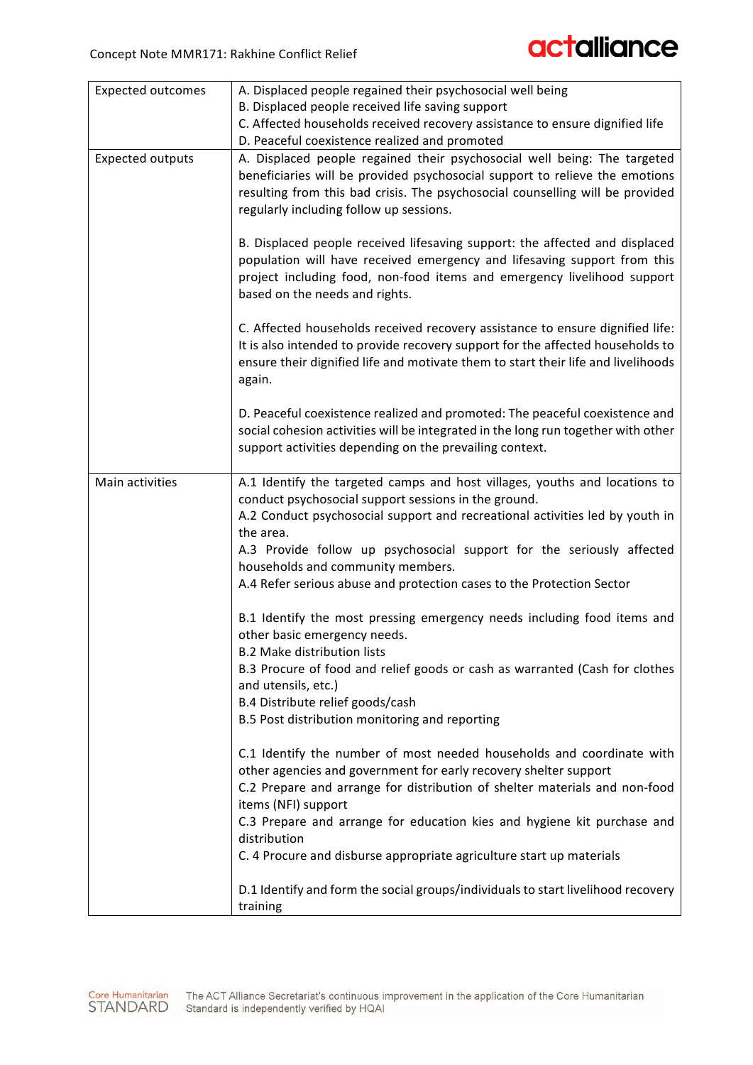| | |
|---|---|
| Expected outcomes | A. Displaced people regained their psychosocial well being<br>B. Displaced people received life saving support<br>C. Affected households received recovery assistance to ensure dignified life<br>D. Peaceful coexistence realized and promoted |
| Expected outputs | A. Displaced people regained their psychosocial well being: The targeted beneficiaries will be provided psychosocial support to relieve the emotions resulting from this bad crisis. The psychosocial counselling will be provided regularly including follow up sessions.<br><br>B. Displaced people received lifesaving support: the affected and displaced population will have received emergency and lifesaving support from this project including food, non-food items and emergency livelihood support based on the needs and rights.<br><br>C. Affected households received recovery assistance to ensure dignified life: It is also intended to provide recovery support for the affected households to ensure their dignified life and motivate them to start their life and livelihoods again.<br><br>D. Peaceful coexistence realized and promoted: The peaceful coexistence and social cohesion activities will be integrated in the long run together with other support activities depending on the prevailing context. |
| Main activities | A.1 Identify the targeted camps and host villages, youths and locations to conduct psychosocial support sessions in the ground.<br>A.2 Conduct psychosocial support and recreational activities led by youth in the area.<br>A.3 Provide follow up psychosocial support for the seriously affected households and community members.<br>A.4 Refer serious abuse and protection cases to the Protection Sector<br><br>B.1 Identify the most pressing emergency needs including food items and other basic emergency needs.<br>B.2 Make distribution lists<br>B.3 Procure of food and relief goods or cash as warranted (Cash for clothes and utensils, etc.)<br>B.4 Distribute relief goods/cash<br>B.5 Post distribution monitoring and reporting<br><br>C.1 Identify the number of most needed households and coordinate with other agencies and government for early recovery shelter support<br>C.2 Prepare and arrange for distribution of shelter materials and non-food items (NFI) support<br>C.3 Prepare and arrange for education kies and hygiene kit purchase and distribution<br>C. 4 Procure and disburse appropriate agriculture start up materials<br><br>D.1 Identify and form the social groups/individuals to start livelihood recovery training |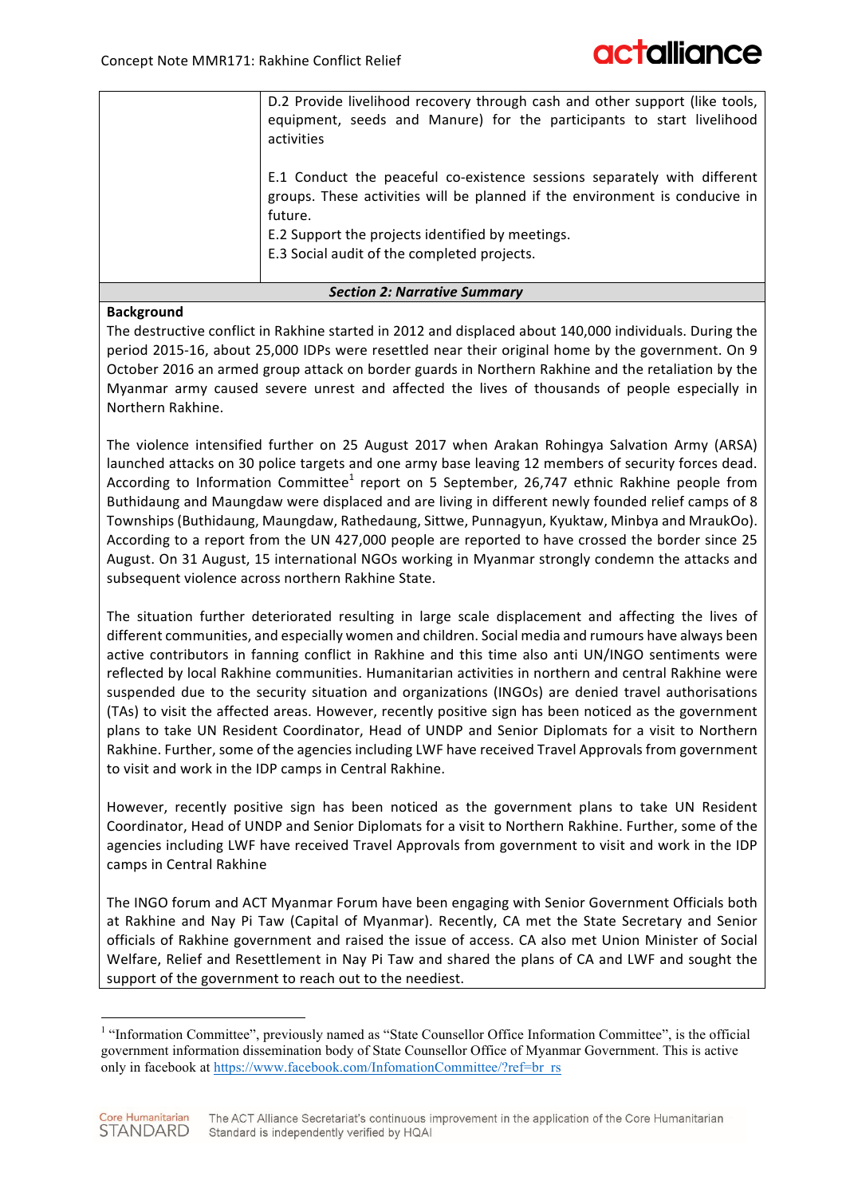| | |
|---|---|
| | D.2 Provide livelihood recovery through cash and other support (like tools, equipment, seeds and Manure) for the participants to start livelihood activities<br><br>E.1 Conduct the peaceful co-existence sessions separately with different groups. These activities will be planned if the environment is conducive in future.<br>E.2 Support the projects identified by meetings.<br>E.3 Social audit of the completed projects. |

***Section 2: Narrative Summary***

**Background**

The destructive conflict in Rakhine started in 2012 and displaced about 140,000 individuals. During the period 2015-16, about 25,000 IDPs were resettled near their original home by the government. On 9 October 2016 an armed group attack on border guards in Northern Rakhine and the retaliation by the Myanmar army caused severe unrest and affected the lives of thousands of people especially in Northern Rakhine.

The violence intensified further on 25 August 2017 when Arakan Rohingya Salvation Army (ARSA) launched attacks on 30 police targets and one army base leaving 12 members of security forces dead. According to Information Committee[1] report on 5 September, 26,747 ethnic Rakhine people from Buthidaung and Maungdaw were displaced and are living in different newly founded relief camps of 8 Townships (Buthidaung, Maungdaw, Rathedaung, Sittwe, Punnagyun, Kyuktaw, Minbya and MraukOo). According to a report from the UN 427,000 people are reported to have crossed the border since 25 August. On 31 August, 15 international NGOs working in Myanmar strongly condemn the attacks and subsequent violence across northern Rakhine State.

The situation further deteriorated resulting in large scale displacement and affecting the lives of different communities, and especially women and children. Social media and rumours have always been active contributors in fanning conflict in Rakhine and this time also anti UN/INGO sentiments were reflected by local Rakhine communities. Humanitarian activities in northern and central Rakhine were suspended due to the security situation and organizations (INGOs) are denied travel authorisations (TAs) to visit the affected areas. However, recently positive sign has been noticed as the government plans to take UN Resident Coordinator, Head of UNDP and Senior Diplomats for a visit to Northern Rakhine. Further, some of the agencies including LWF have received Travel Approvals from government to visit and work in the IDP camps in Central Rakhine.

However, recently positive sign has been noticed as the government plans to take UN Resident Coordinator, Head of UNDP and Senior Diplomats for a visit to Northern Rakhine. Further, some of the agencies including LWF have received Travel Approvals from government to visit and work in the IDP camps in Central Rakhine

The INGO forum and ACT Myanmar Forum have been engaging with Senior Government Officials both at Rakhine and Nay Pi Taw (Capital of Myanmar). Recently, CA met the State Secretary and Senior officials of Rakhine government and raised the issue of access. CA also met Union Minister of Social Welfare, Relief and Resettlement in Nay Pi Taw and shared the plans of CA and LWF and sought the support of the government to reach out to the neediest.

[1] "Information Committee", previously named as "State Counsellor Office Information Committee", is the official government information dissemination body of State Counsellor Office of Myanmar Government. This is active only in facebook at https://www.facebook.com/InfomationCommittee/?ref=br_rs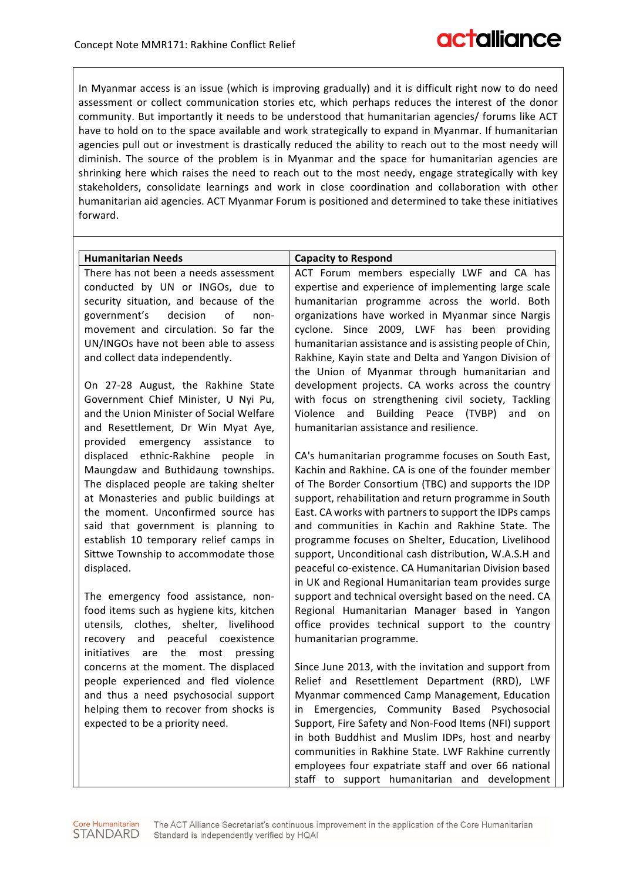In Myanmar access is an issue (which is improving gradually) and it is difficult right now to do need assessment or collect communication stories etc, which perhaps reduces the interest of the donor community. But importantly it needs to be understood that humanitarian agencies/ forums like ACT have to hold on to the space available and work strategically to expand in Myanmar. If humanitarian agencies pull out or investment is drastically reduced the ability to reach out to the most needy will diminish. The source of the problem is in Myanmar and the space for humanitarian agencies are shrinking here which raises the need to reach out to the most needy, engage strategically with key stakeholders, consolidate learnings and work in close coordination and collaboration with other humanitarian aid agencies. ACT Myanmar Forum is positioned and determined to take these initiatives forward.

| Humanitarian Needs | Capacity to Respond |
|---|---|
| There has not been a needs assessment conducted by UN or INGOs, due to security situation, and because of the government's decision of non-movement and circulation. So far the UN/INGOs have not been able to assess and collect data independently.<br><br>On 27-28 August, the Rakhine State Government Chief Minister, U Nyi Pu, and the Union Minister of Social Welfare and Resettlement, Dr Win Myat Aye, provided emergency assistance to displaced ethnic-Rakhine people in Maungdaw and Buthidaung townships. The displaced people are taking shelter at Monasteries and public buildings at the moment. Unconfirmed source has said that government is planning to establish 10 temporary relief camps in Sittwe Township to accommodate those displaced.<br><br>The emergency food assistance, non-food items such as hygiene kits, kitchen utensils, clothes, shelter, livelihood recovery and peaceful coexistence initiatives are the most pressing concerns at the moment. The displaced people experienced and fled violence and thus a need psychosocial support helping them to recover from shocks is expected to be a priority need. | ACT Forum members especially LWF and CA has expertise and experience of implementing large scale humanitarian programme across the world. Both organizations have worked in Myanmar since Nargis cyclone. Since 2009, LWF has been providing humanitarian assistance and is assisting people of Chin, Rakhine, Kayin state and Delta and Yangon Division of the Union of Myanmar through humanitarian and development projects. CA works across the country with focus on strengthening civil society, Tackling Violence and Building Peace (TVBP) and on humanitarian assistance and resilience.<br><br>CA's humanitarian programme focuses on South East, Kachin and Rakhine. CA is one of the founder member of The Border Consortium (TBC) and supports the IDP support, rehabilitation and return programme in South East. CA works with partners to support the IDPs camps and communities in Kachin and Rakhine State. The programme focuses on Shelter, Education, Livelihood support, Unconditional cash distribution, W.A.S.H and peaceful co-existence. CA Humanitarian Division based in UK and Regional Humanitarian team provides surge support and technical oversight based on the need. CA Myanmar Regional Humanitarian Manager based in Yangon office provides technical support to the country humanitarian programme.<br><br>Since June 2013, with the invitation and support from Relief and Resettlement Department (RRD), LWF Myanmar commenced Camp Management, Education in Emergencies, Community Based Psychosocial Support, Fire Safety and Non-Food Items (NFI) support in both Buddhist and Muslim IDPs, host and nearby communities in Rakhine State. LWF Rakhine currently employees four expatriate staff and over 66 national staff to support humanitarian and development |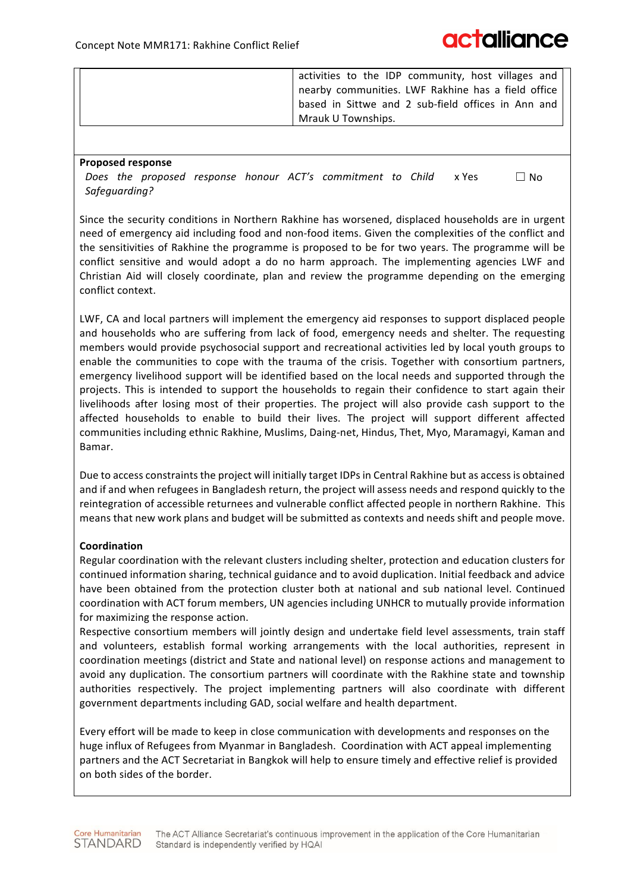| | activities to the IDP community, host villages and nearby communities. LWF Rakhine has a field office based in Sittwe and 2 sub-field offices in Ann and Mrauk U Townships. |
|---|---|

**Proposed response**

*Does the proposed response honour ACT's commitment to Child Safeguarding?* x Yes ☐ No

Since the security conditions in Northern Rakhine has worsened, displaced households are in urgent need of emergency aid including food and non-food items. Given the complexities of the conflict and the sensitivities of Rakhine the programme is proposed to be for two years. The programme will be conflict sensitive and would adopt a do no harm approach. The implementing agencies LWF and Christian Aid will closely coordinate, plan and review the programme depending on the emerging conflict context.

LWF, CA and local partners will implement the emergency aid responses to support displaced people and households who are suffering from lack of food, emergency needs and shelter. The requesting members would provide psychosocial support and recreational activities led by local youth groups to enable the communities to cope with the trauma of the crisis. Together with consortium partners, emergency livelihood support will be identified based on the local needs and supported through the projects. This is intended to support the households to regain their confidence to start again their livelihoods after losing most of their properties. The project will also provide cash support to the affected households to enable to build their lives. The project will support different affected communities including ethnic Rakhine, Muslims, Daing-net, Hindus, Thet, Myo, Maramagyi, Kaman and Bamar.

Due to access constraints the project will initially target IDPs in Central Rakhine but as access is obtained and if and when refugees in Bangladesh return, the project will assess needs and respond quickly to the reintegration of accessible returnees and vulnerable conflict affected people in northern Rakhine. This means that new work plans and budget will be submitted as contexts and needs shift and people move.

**Coordination**

Regular coordination with the relevant clusters including shelter, protection and education clusters for continued information sharing, technical guidance and to avoid duplication. Initial feedback and advice have been obtained from the protection cluster both at national and sub national level. Continued coordination with ACT forum members, UN agencies including UNHCR to mutually provide information for maximizing the response action.

Respective consortium members will jointly design and undertake field level assessments, train staff and volunteers, establish formal working arrangements with the local authorities, represent in coordination meetings (district and State and national level) on response actions and management to avoid any duplication. The consortium partners will coordinate with the Rakhine state and township authorities respectively. The project implementing partners will also coordinate with different government departments including GAD, social welfare and health department.

Every effort will be made to keep in close communication with developments and responses on the huge influx of Refugees from Myanmar in Bangladesh. Coordination with ACT appeal implementing partners and the ACT Secretariat in Bangkok will help to ensure timely and effective relief is provided on both sides of the border.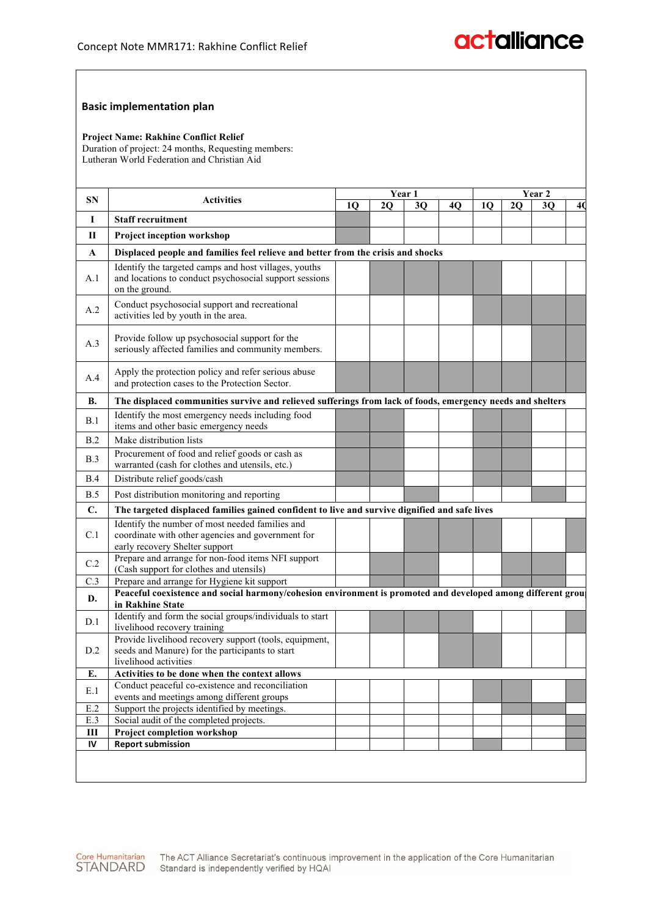## Basic implementation plan

**Project Name: Rakhine Conflict Relief**
Duration of project: 24 months, Requesting members:
Lutheran World Federation and Christian Aid

| SN | Activities | Year 1 | | | | Year 2 | | | |
|---|---|---|---|---|---|---|---|---|---|
| | | 1Q | 2Q | 3Q | 4Q | 1Q | 2Q | 3Q | 4Q |
| **I** | **Staff recruitment** | X | | | | | | | |
| **II** | **Project inception workshop** | X | | | | | | | |
| **A** | **Displaced people and families feel relieve and better from the crisis and shocks** | | | | | | | | |
| A.1 | Identify the targeted camps and host villages, youths and locations to conduct psychosocial support sessions on the ground. | | X | X | X | X | | | |
| A.2 | Conduct psychosocial support and recreational activities led by youth in the area. | | | | | | X | X | X |
| A.3 | Provide follow up psychosocial support for the seriously affected families and community members. | | | | | | | X | X |
| A.4 | Apply the protection policy and refer serious abuse and protection cases to the Protection Sector. | X | X | X | X | X | X | X | X |
| **B.** | **The displaced communities survive and relieved sufferings from lack of foods, emergency needs and shelters** | | | | | | | | |
| B.1 | Identify the most emergency needs including food items and other basic emergency needs | X | X | | | X | X | | |
| B.2 | Make distribution lists | X | X | | | X | X | | |
| B.3 | Procurement of food and relief goods or cash as warranted (cash for clothes and utensils, etc.) | X | X | | | X | X | | |
| B.4 | Distribute relief goods/cash | | | | | | | | |
| B.5 | Post distribution monitoring and reporting | | | X | | | | X | |
| **C.** | **The targeted displaced families gained confident to live and survive dignified and safe lives** | | | | | | | | |
| C.1 | Identify the number of most needed families and coordinate with other agencies and government for early recovery Shelter support | | | X | X | X | | | X |
| C.2 | Prepare and arrange for non-food items NFI support (Cash support for clothes and utensils) | | X | X | | | X | X | |
| C.3 | Prepare and arrange for Hygiene kit support | | X | X | | | X | X | |
| **D.** | **Peaceful coexistence and social harmony/cohesion environment is promoted and developed among different grou in Rakhine State** | | | | | | | | |
| D.1 | Identify and form the social groups/individuals to start livelihood recovery training | | X | X | X | | | | X |
| D.2 | Provide livelihood recovery support (tools, equipment, seeds and Manure) for the participants to start livelihood activities | | | | X | X | | | |
| **E.** | **Activities to be done when the context allows** | | | | | | | | |
| E.1 | Conduct peaceful co-existence and reconciliation events and meetings among different groups | | | | | X | X | | X |
| E.2 | Support the projects identified by meetings. | | | | | | X | X | |
| E.3 | Social audit of the completed projects. | | | | | | | | X |
| **III** | **Project completion workshop** | | | | | | | | X |
| **IV** | **Report submission** | | | | | X | | | X |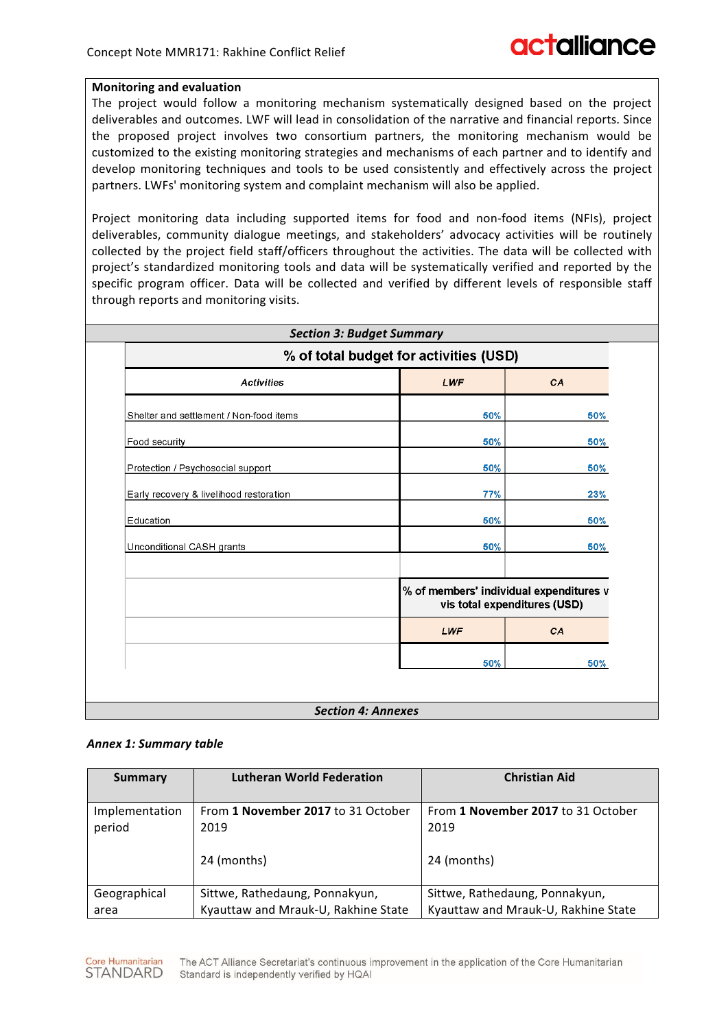**Monitoring and evaluation**

The project would follow a monitoring mechanism systematically designed based on the project deliverables and outcomes. LWF will lead in consolidation of the narrative and financial reports. Since the proposed project involves two consortium partners, the monitoring mechanism would be customized to the existing monitoring strategies and mechanisms of each partner and to identify and develop monitoring techniques and tools to be used consistently and effectively across the project partners. LWFs' monitoring system and complaint mechanism will also be applied.

Project monitoring data including supported items for food and non-food items (NFIs), project deliverables, community dialogue meetings, and stakeholders' advocacy activities will be routinely collected by the project field staff/officers throughout the activities. The data will be collected with project's standardized monitoring tools and data will be systematically verified and reported by the specific program officer. Data will be collected and verified by different levels of responsible staff through reports and monitoring visits.

## *Section 3: Budget Summary*

**% of total budget for activities (USD)**

| *Activities* | *LWF* | *CA* |
|---|---|---|
| Shelter and settlement / Non-food items | 50% | 50% |
| Food security | 50% | 50% |
| Protection / Psychosocial support | 50% | 50% |
| Early recovery & livelihood restoration | 77% | 23% |
| Education | 50% | 50% |
| Unconditional CASH grants | 50% | 50% |

**% of members' individual expenditures vis total expenditures (USD)**

| *LWF* | *CA* |
|---|---|
| 50% | 50% |

## *Section 4: Annexes*

***Annex 1: Summary table***

| **Summary** | **Lutheran World Federation** | **Christian Aid** |
|---|---|---|
| Implementation period | From **1 November 2017** to 31 October 2019<br><br>24 (months) | From **1 November 2017** to 31 October 2019<br><br>24 (months) |
| Geographical area | Sittwe, Rathedaung, Ponnakyun, Kyauttaw and Mrauk-U, Rakhine State | Sittwe, Rathedaung, Ponnakyun, Kyauttaw and Mrauk-U, Rakhine State |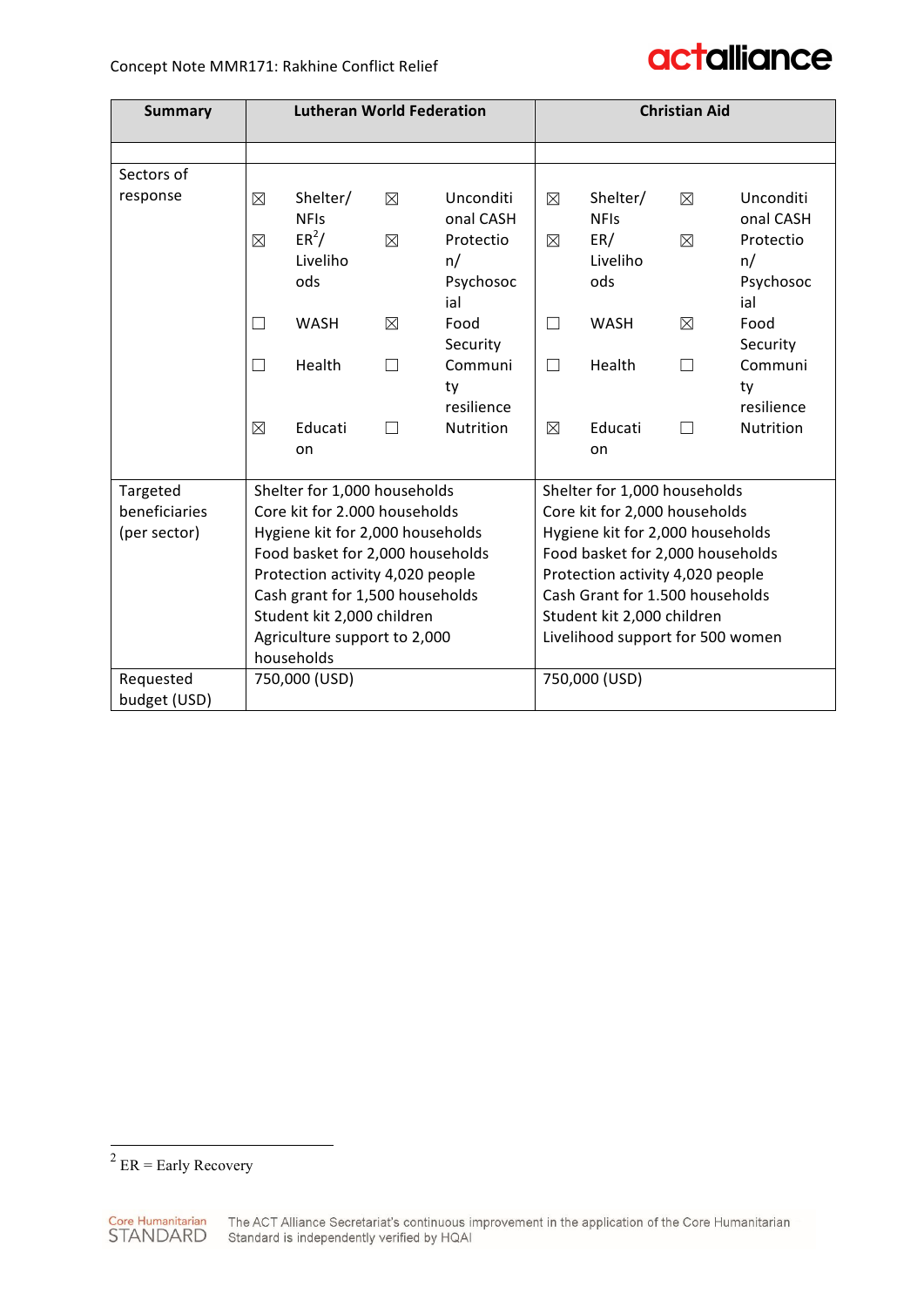| Summary | Lutheran World Federation | Christian Aid |
|---|---|---|
| | | |
| Sectors of response | ☒ Shelter/ NFIs<br>☒ Unconditional CASH<br>☒ ER[2]/ Livelihoods<br>☒ Protection/ Psychosocial<br>☐ WASH<br>☒ Food Security<br>☐ Health<br>☐ Community resilience<br>☒ Education<br>☐ Nutrition | ☒ Shelter/ NFIs<br>☒ Unconditional CASH<br>☒ ER/ Livelihoods<br>☒ Protection/ Psychosocial<br>☐ WASH<br>☒ Food Security<br>☐ Health<br>☐ Community resilience<br>☒ Education<br>☐ Nutrition |
| Targeted beneficiaries (per sector) | Shelter for 1,000 households<br>Core kit for 2.000 households<br>Hygiene kit for 2,000 households<br>Food basket for 2,000 households<br>Protection activity 4,020 people<br>Cash grant for 1,500 households<br>Student kit 2,000 children<br>Agriculture support to 2,000 households | Shelter for 1,000 households<br>Core kit for 2,000 households<br>Hygiene kit for 2,000 households<br>Food basket for 2,000 households<br>Protection activity 4,020 people<br>Cash Grant for 1.500 households<br>Student kit 2,000 children<br>Livelihood support for 500 women |
| Requested budget (USD) | 750,000 (USD) | 750,000 (USD) |

[2] ER = Early Recovery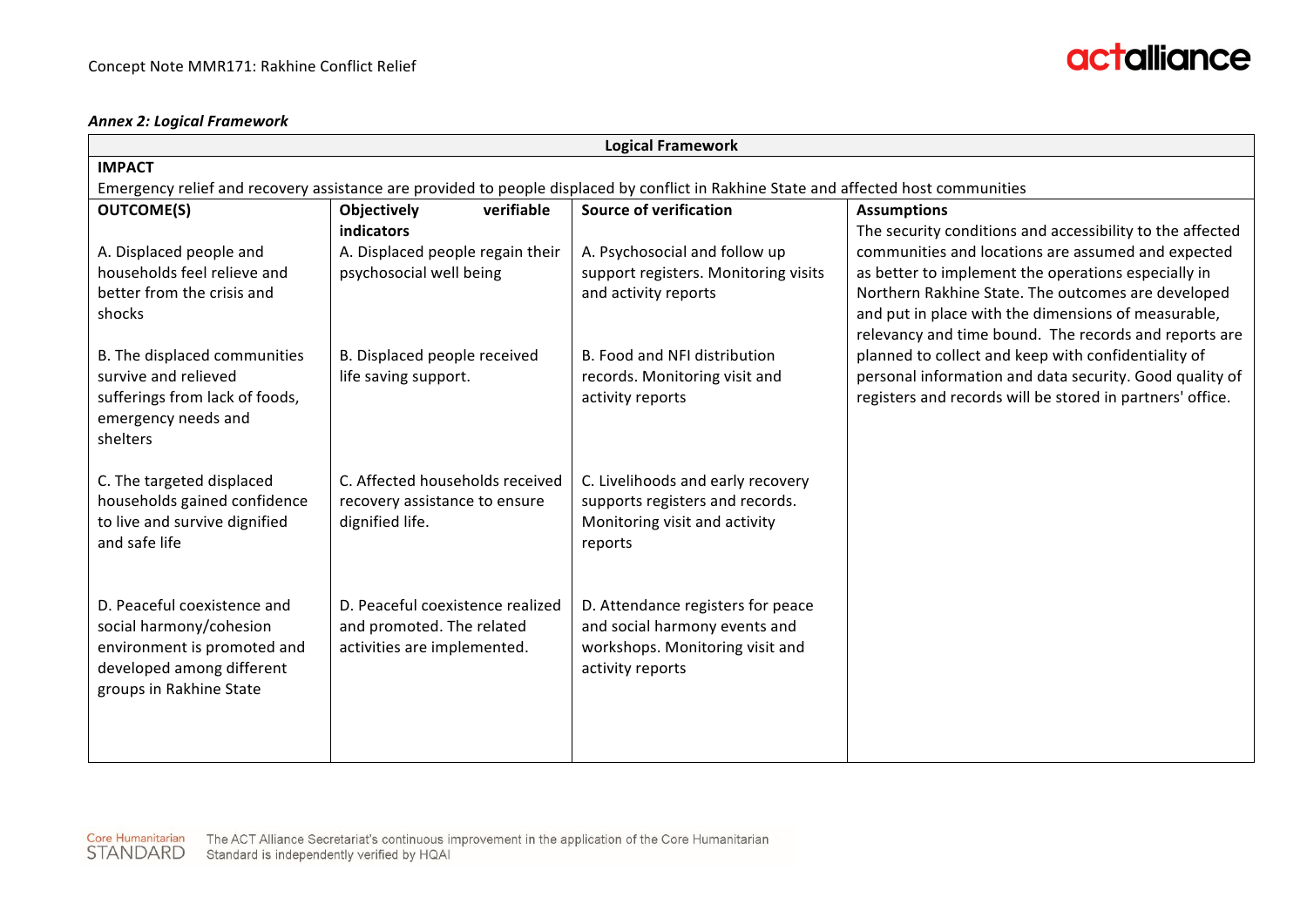***Annex 2: Logical Framework***

| **Logical Framework** | | | |
|---|---|---|---|
| **IMPACT**<br>Emergency relief and recovery assistance are provided to people displaced by conflict in Rakhine State and affected host communities | | | |
| **OUTCOME(S)** | **Objectively verifiable indicators** | **Source of verification** | **Assumptions** |
| A. Displaced people and households feel relieve and better from the crisis and shocks | A. Displaced people regain their psychosocial well being | A. Psychosocial and follow up support registers. Monitoring visits and activity reports | The security conditions and accessibility to the affected communities and locations are assumed and expected as better to implement the operations especially in Northern Rakhine State. The outcomes are developed and put in place with the dimensions of measurable, relevancy and time bound. The records and reports are planned to collect and keep with confidentiality of personal information and data security. Good quality of registers and records will be stored in partners' office. |
| B. The displaced communities survive and relieved sufferings from lack of foods, emergency needs and shelters | B. Displaced people received life saving support. | B. Food and NFI distribution records. Monitoring visit and activity reports | |
| C. The targeted displaced households gained confidence to live and survive dignified and safe life | C. Affected households received recovery assistance to ensure dignified life. | C. Livelihoods and early recovery supports registers and records. Monitoring visit and activity reports | |
| D. Peaceful coexistence and social harmony/cohesion environment is promoted and developed among different groups in Rakhine State | D. Peaceful coexistence realized and promoted. The related activities are implemented. | D. Attendance registers for peace and social harmony events and workshops. Monitoring visit and activity reports | |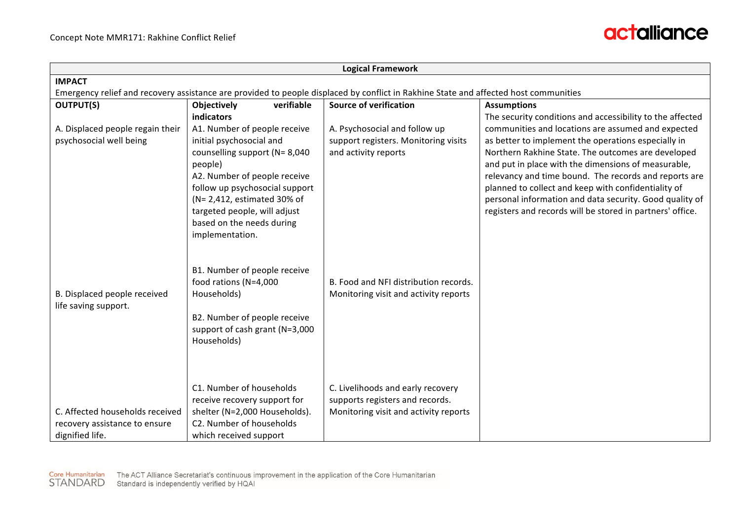| Logical Framework | | | |
|---|---|---|---|
| **IMPACT**<br>Emergency relief and recovery assistance are provided to people displaced by conflict in Rakhine State and affected host communities | | | |
| **OUTPUT(S)** | **Objectively verifiable indicators** | **Source of verification** | **Assumptions** |
| A. Displaced people regain their psychosocial well being | A1. Number of people receive initial psychosocial and counselling support (N= 8,040 people)<br>A2. Number of people receive follow up psychosocial support (N= 2,412, estimated 30% of targeted people, will adjust based on the needs during implementation. | A. Psychosocial and follow up support registers. Monitoring visits and activity reports | The security conditions and accessibility to the affected communities and locations are assumed and expected as better to implement the operations especially in Northern Rakhine State. The outcomes are developed and put in place with the dimensions of measurable, relevancy and time bound. The records and reports are planned to collect and keep with confidentiality of personal information and data security. Good quality of registers and records will be stored in partners' office. |
| B. Displaced people received life saving support. | B1. Number of people receive food rations (N=4,000 Households)<br>B2. Number of people receive support of cash grant (N=3,000 Households) | B. Food and NFI distribution records. Monitoring visit and activity reports | |
| C. Affected households received recovery assistance to ensure dignified life. | C1. Number of households receive recovery support for shelter (N=2,000 Households).<br>C2. Number of households which received support | C. Livelihoods and early recovery supports registers and records. Monitoring visit and activity reports | |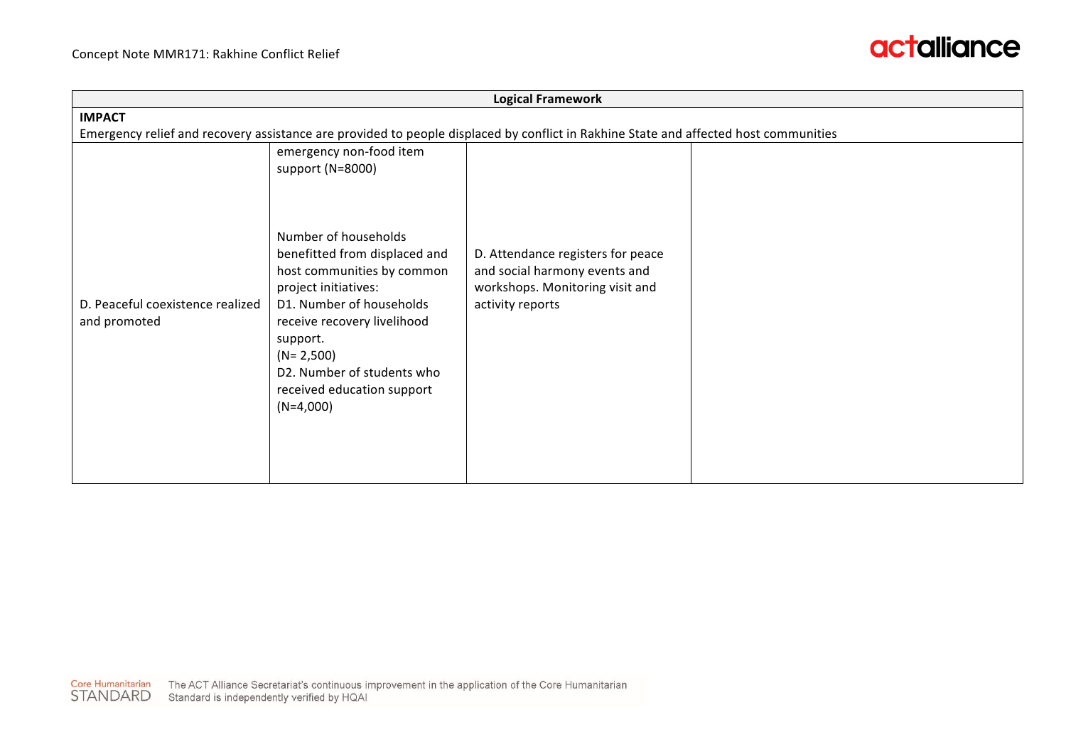| Logical Framework | | | |
|---|---|---|---|
| **IMPACT**<br>Emergency relief and recovery assistance are provided to people displaced by conflict in Rakhine State and affected host communities | | | |
| | emergency non-food item support (N=8000) | | |
| D. Peaceful coexistence realized and promoted | Number of households benefitted from displaced and host communities by common project initiatives:<br>D1. Number of households receive recovery livelihood support.<br>(N= 2,500)<br>D2. Number of students who received education support<br>(N=4,000) | D. Attendance registers for peace and social harmony events and workshops. Monitoring visit and activity reports | |

Core Humanitarian STANDARD — The ACT Alliance Secretariat's continuous improvement in the application of the Core Humanitarian Standard is independently verified by HQAI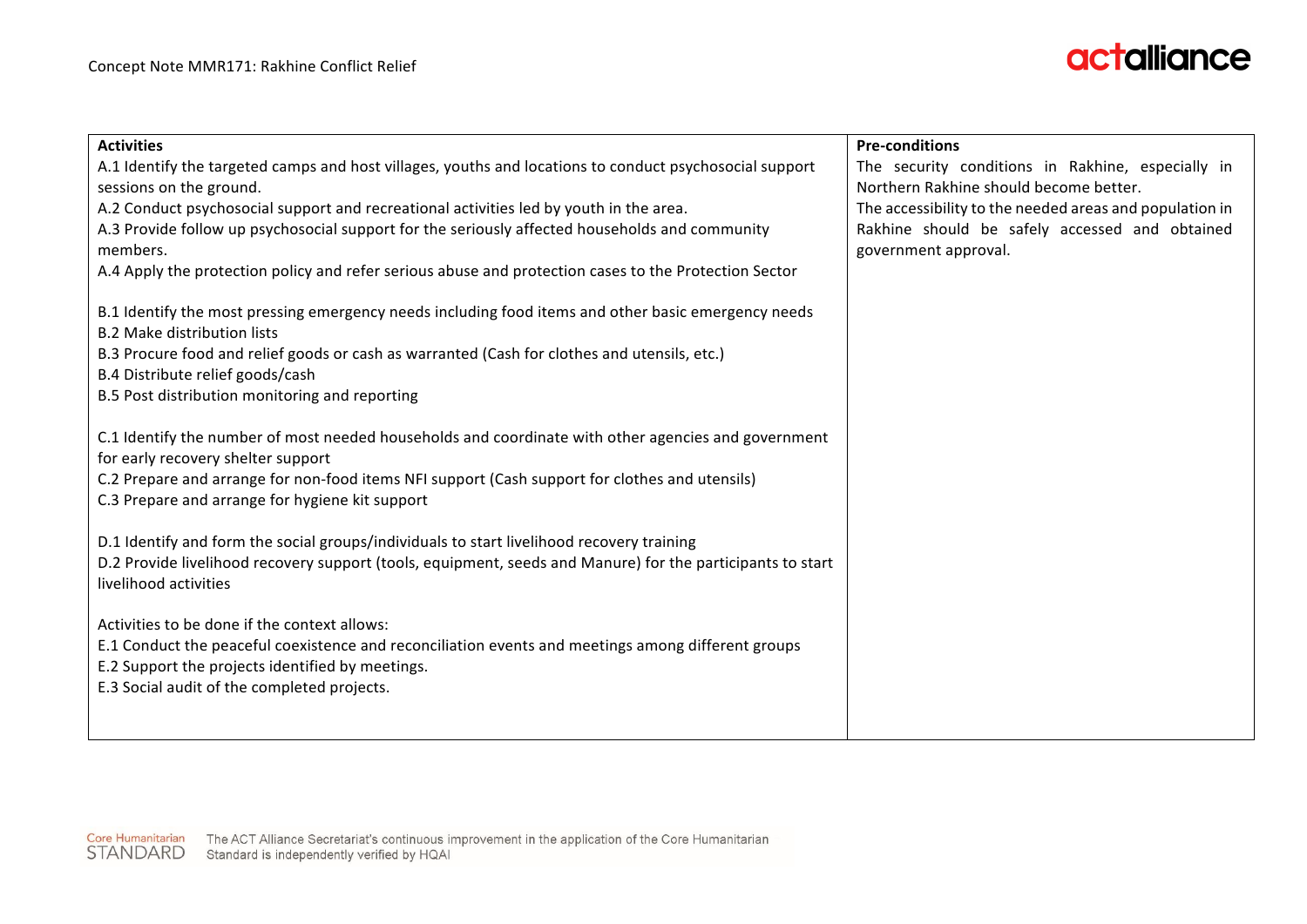| Activities | Pre-conditions |
|---|---|
| A.1 Identify the targeted camps and host villages, youths and locations to conduct psychosocial support sessions on the ground.<br>A.2 Conduct psychosocial support and recreational activities led by youth in the area.<br>A.3 Provide follow up psychosocial support for the seriously affected households and community members.<br>A.4 Apply the protection policy and refer serious abuse and protection cases to the Protection Sector<br><br>B.1 Identify the most pressing emergency needs including food items and other basic emergency needs<br>B.2 Make distribution lists<br>B.3 Procure food and relief goods or cash as warranted (Cash for clothes and utensils, etc.)<br>B.4 Distribute relief goods/cash<br>B.5 Post distribution monitoring and reporting<br><br>C.1 Identify the number of most needed households and coordinate with other agencies and government for early recovery shelter support<br>C.2 Prepare and arrange for non-food items NFI support (Cash support for clothes and utensils)<br>C.3 Prepare and arrange for hygiene kit support<br><br>D.1 Identify and form the social groups/individuals to start livelihood recovery training<br>D.2 Provide livelihood recovery support (tools, equipment, seeds and Manure) for the participants to start livelihood activities<br><br>Activities to be done if the context allows:<br>E.1 Conduct the peaceful coexistence and reconciliation events and meetings among different groups<br>E.2 Support the projects identified by meetings.<br>E.3 Social audit of the completed projects. | The security conditions in Rakhine, especially in Northern Rakhine should become better.<br>The accessibility to the needed areas and population in Rakhine should be safely accessed and obtained government approval. |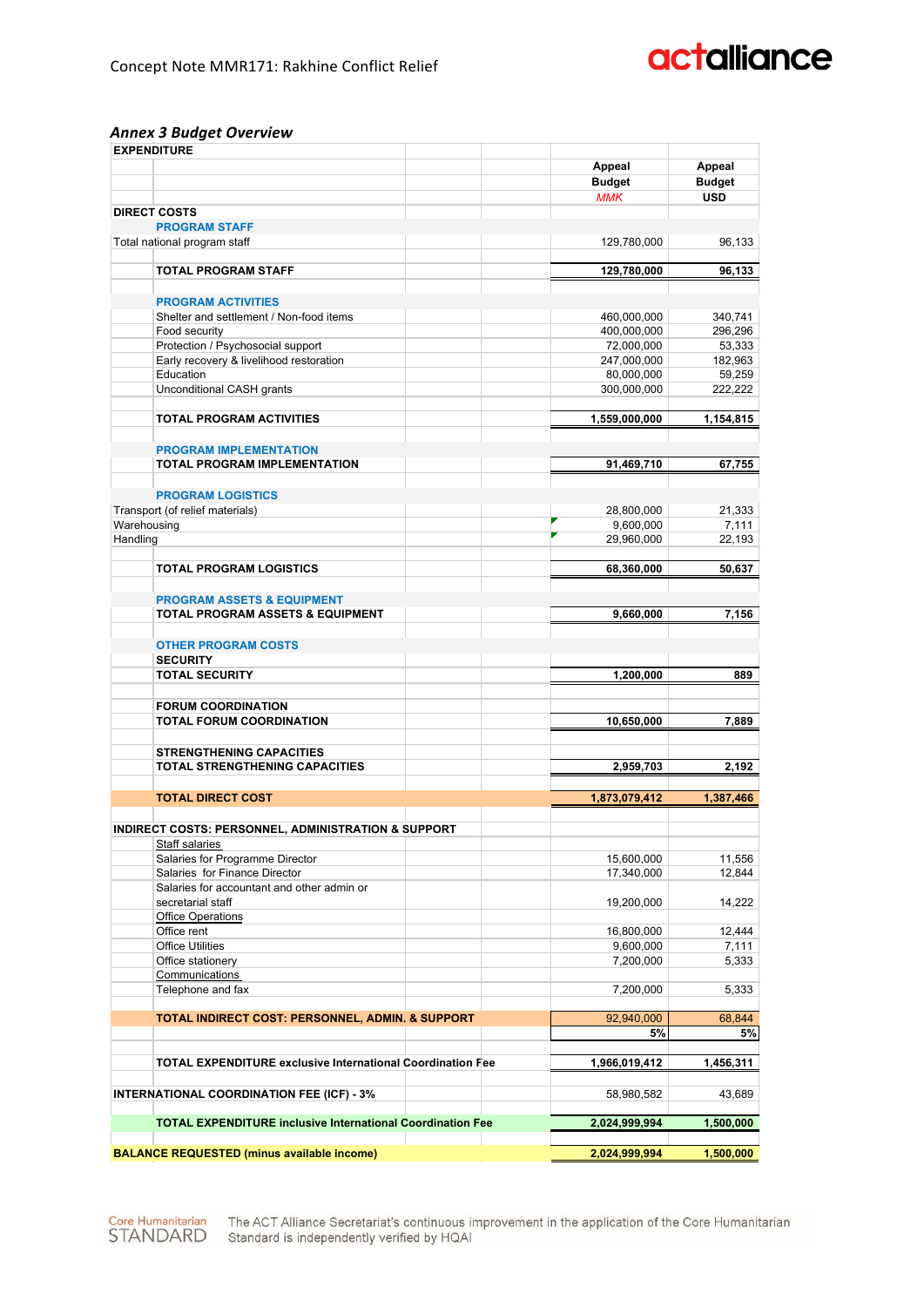### *Annex 3 Budget Overview*

| EXPENDITURE | | Appeal Budget MMK | Appeal Budget USD |
|---|---|---|---|
| **DIRECT COSTS** | | | |
| | **PROGRAM STAFF** | | |
| Total national program staff | | 129,780,000 | 96,133 |
| | **TOTAL PROGRAM STAFF** | **129,780,000** | **96,133** |
| | **PROGRAM ACTIVITIES** | | |
| | Shelter and settlement / Non-food items | 460,000,000 | 340,741 |
| | Food security | 400,000,000 | 296,296 |
| | Protection / Psychosocial support | 72,000,000 | 53,333 |
| | Early recovery & livelihood restoration | 247,000,000 | 182,963 |
| | Education | 80,000,000 | 59,259 |
| | Unconditional CASH grants | 300,000,000 | 222,222 |
| | **TOTAL PROGRAM ACTIVITIES** | **1,559,000,000** | **1,154,815** |
| | **PROGRAM IMPLEMENTATION** | | |
| | **TOTAL PROGRAM IMPLEMENTATION** | **91,469,710** | **67,755** |
| | **PROGRAM LOGISTICS** | | |
| Transport (of relief materials) | | 28,800,000 | 21,333 |
| Warehousing | | 9,600,000 | 7,111 |
| Handling | | 29,960,000 | 22,193 |
| | **TOTAL PROGRAM LOGISTICS** | **68,360,000** | **50,637** |
| | **PROGRAM ASSETS & EQUIPMENT** | | |
| | **TOTAL PROGRAM ASSETS & EQUIPMENT** | **9,660,000** | **7,156** |
| | **OTHER PROGRAM COSTS** | | |
| | **SECURITY** | | |
| | **TOTAL SECURITY** | **1,200,000** | **889** |
| | **FORUM COORDINATION** | | |
| | **TOTAL FORUM COORDINATION** | **10,650,000** | **7,889** |
| | **STRENGTHENING CAPACITIES** | | |
| | **TOTAL STRENGTHENING CAPACITIES** | **2,959,703** | **2,192** |
| | **TOTAL DIRECT COST** | **1,873,079,412** | **1,387,466** |
| **INDIRECT COSTS: PERSONNEL, ADMINISTRATION & SUPPORT** | | | |
| | Staff salaries | | |
| | Salaries for Programme Director | 15,600,000 | 11,556 |
| | Salaries for Finance Director | 17,340,000 | 12,844 |
| | Salaries for accountant and other admin or secretarial staff | 19,200,000 | 14,222 |
| | Office Operations | | |
| | Office rent | 16,800,000 | 12,444 |
| | Office Utilities | 9,600,000 | 7,111 |
| | Office stationery | 7,200,000 | 5,333 |
| | Communications | | |
| | Telephone and fax | 7,200,000 | 5,333 |
| | **TOTAL INDIRECT COST: PERSONNEL, ADMIN. & SUPPORT** | 92,940,000 | 68,844 |
| | | **5%** | **5%** |
| | **TOTAL EXPENDITURE exclusive International Coordination Fee** | **1,966,019,412** | **1,456,311** |
| **INTERNATIONAL COORDINATION FEE (ICF) - 3%** | | 58,980,582 | 43,689 |
| | **TOTAL EXPENDITURE inclusive International Coordination Fee** | **2,024,999,994** | **1,500,000** |
| **BALANCE REQUESTED (minus available income)** | | **2,024,999,994** | **1,500,000** |

Core Humanitarian STANDARD — The ACT Alliance Secretariat's continuous improvement in the application of the Core Humanitarian Standard is independently verified by HQAI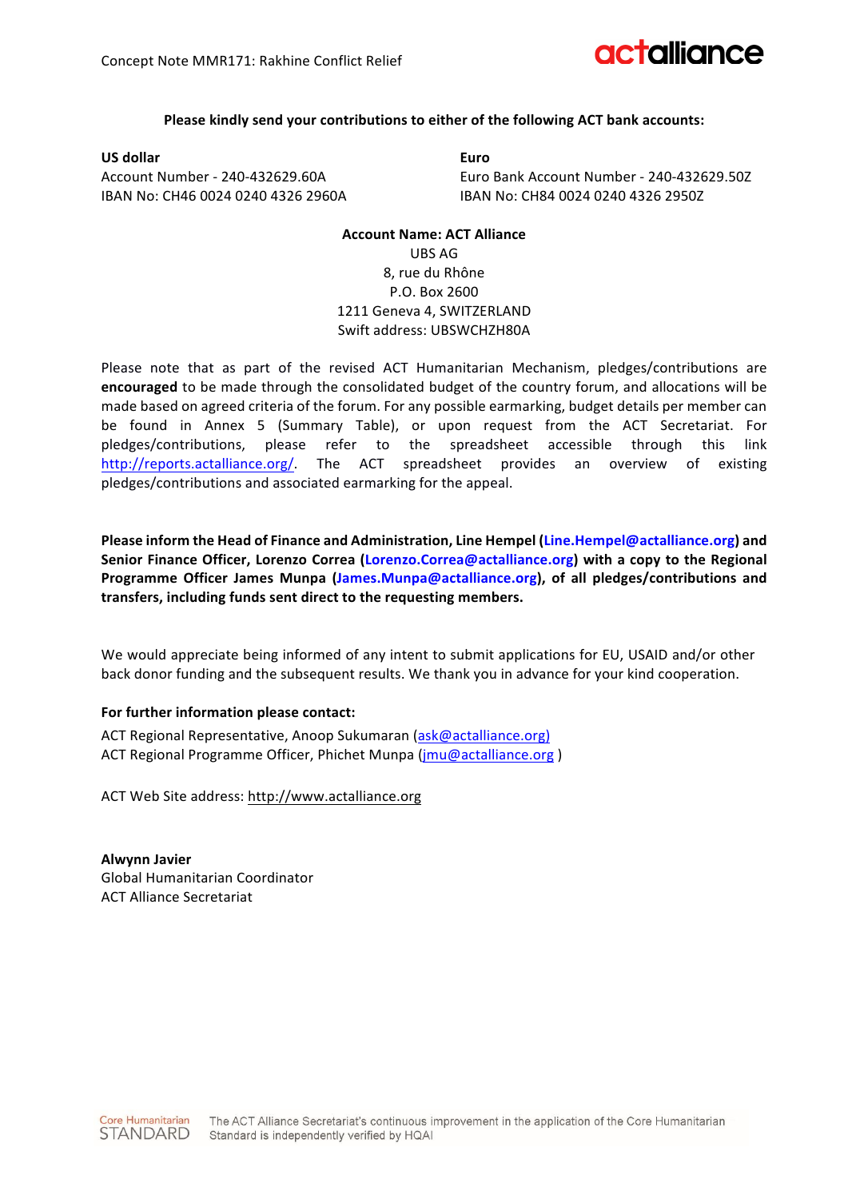**Please kindly send your contributions to either of the following ACT bank accounts:**

**US dollar**
Account Number - 240-432629.60A
IBAN No: CH46 0024 0240 4326 2960A

**Euro**
Euro Bank Account Number - 240-432629.50Z
IBAN No: CH84 0024 0240 4326 2950Z

**Account Name: ACT Alliance**
UBS AG
8, rue du Rhône
P.O. Box 2600
1211 Geneva 4, SWITZERLAND
Swift address: UBSWCHZH80A

Please note that as part of the revised ACT Humanitarian Mechanism, pledges/contributions are **encouraged** to be made through the consolidated budget of the country forum, and allocations will be made based on agreed criteria of the forum. For any possible earmarking, budget details per member can be found in Annex 5 (Summary Table), or upon request from the ACT Secretariat. For pledges/contributions, please refer to the spreadsheet accessible through this link http://reports.actalliance.org/. The ACT spreadsheet provides an overview of existing pledges/contributions and associated earmarking for the appeal.

**Please inform the Head of Finance and Administration, Line Hempel (Line.Hempel@actalliance.org) and Senior Finance Officer, Lorenzo Correa (Lorenzo.Correa@actalliance.org) with a copy to the Regional Programme Officer James Munpa (James.Munpa@actalliance.org), of all pledges/contributions and transfers, including funds sent direct to the requesting members.**

We would appreciate being informed of any intent to submit applications for EU, USAID and/or other back donor funding and the subsequent results. We thank you in advance for your kind cooperation.

**For further information please contact:**

ACT Regional Representative, Anoop Sukumaran (ask@actalliance.org)
ACT Regional Programme Officer, Phichet Munpa (jmu@actalliance.org )

ACT Web Site address: http://www.actalliance.org

**Alwynn Javier**
Global Humanitarian Coordinator
ACT Alliance Secretariat

Core Humanitarian STANDARD — The ACT Alliance Secretariat's continuous improvement in the application of the Core Humanitarian Standard is independently verified by HQAI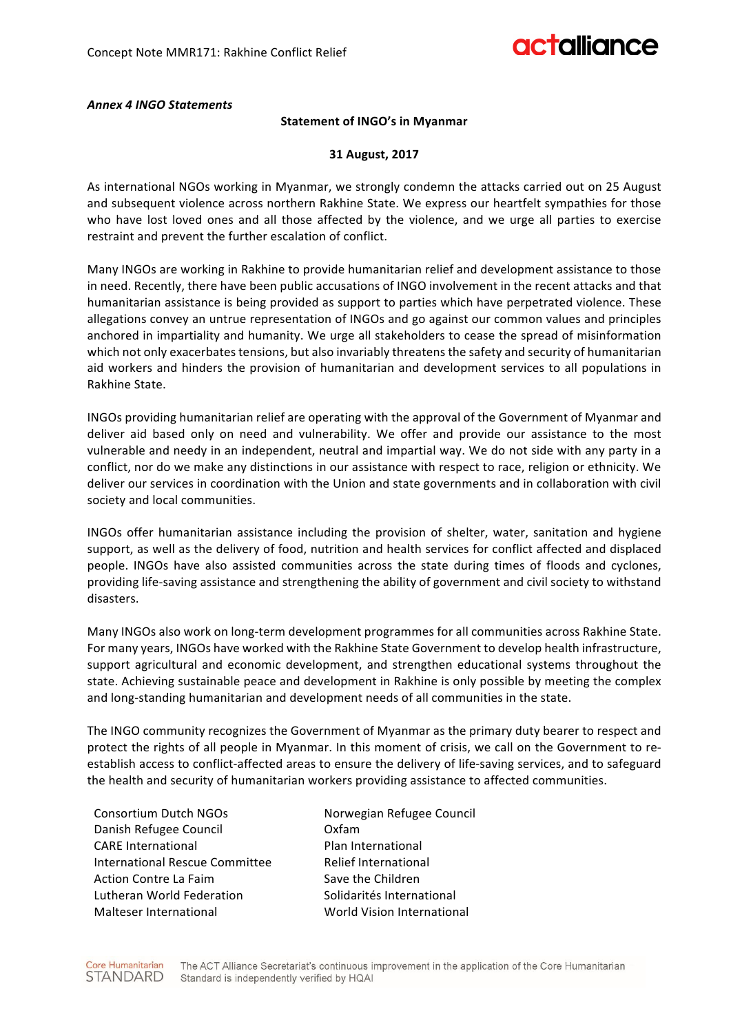***Annex 4 INGO Statements***

**Statement of INGO's in Myanmar**

**31 August, 2017**

As international NGOs working in Myanmar, we strongly condemn the attacks carried out on 25 August and subsequent violence across northern Rakhine State. We express our heartfelt sympathies for those who have lost loved ones and all those affected by the violence, and we urge all parties to exercise restraint and prevent the further escalation of conflict.

Many INGOs are working in Rakhine to provide humanitarian relief and development assistance to those in need. Recently, there have been public accusations of INGO involvement in the recent attacks and that humanitarian assistance is being provided as support to parties which have perpetrated violence. These allegations convey an untrue representation of INGOs and go against our common values and principles anchored in impartiality and humanity. We urge all stakeholders to cease the spread of misinformation which not only exacerbates tensions, but also invariably threatens the safety and security of humanitarian aid workers and hinders the provision of humanitarian and development services to all populations in Rakhine State.

INGOs providing humanitarian relief are operating with the approval of the Government of Myanmar and deliver aid based only on need and vulnerability. We offer and provide our assistance to the most vulnerable and needy in an independent, neutral and impartial way. We do not side with any party in a conflict, nor do we make any distinctions in our assistance with respect to race, religion or ethnicity. We deliver our services in coordination with the Union and state governments and in collaboration with civil society and local communities.

INGOs offer humanitarian assistance including the provision of shelter, water, sanitation and hygiene support, as well as the delivery of food, nutrition and health services for conflict affected and displaced people. INGOs have also assisted communities across the state during times of floods and cyclones, providing life-saving assistance and strengthening the ability of government and civil society to withstand disasters.

Many INGOs also work on long-term development programmes for all communities across Rakhine State. For many years, INGOs have worked with the Rakhine State Government to develop health infrastructure, support agricultural and economic development, and strengthen educational systems throughout the state. Achieving sustainable peace and development in Rakhine is only possible by meeting the complex and long-standing humanitarian and development needs of all communities in the state.

The INGO community recognizes the Government of Myanmar as the primary duty bearer to respect and protect the rights of all people in Myanmar. In this moment of crisis, we call on the Government to re-establish access to conflict-affected areas to ensure the delivery of life-saving services, and to safeguard the health and security of humanitarian workers providing assistance to affected communities.

Consortium Dutch NGOs
Danish Refugee Council
CARE International
International Rescue Committee
Action Contre La Faim
Lutheran World Federation
Malteser International
Norwegian Refugee Council
Oxfam
Plan International
Relief International
Save the Children
Solidarités International
World Vision International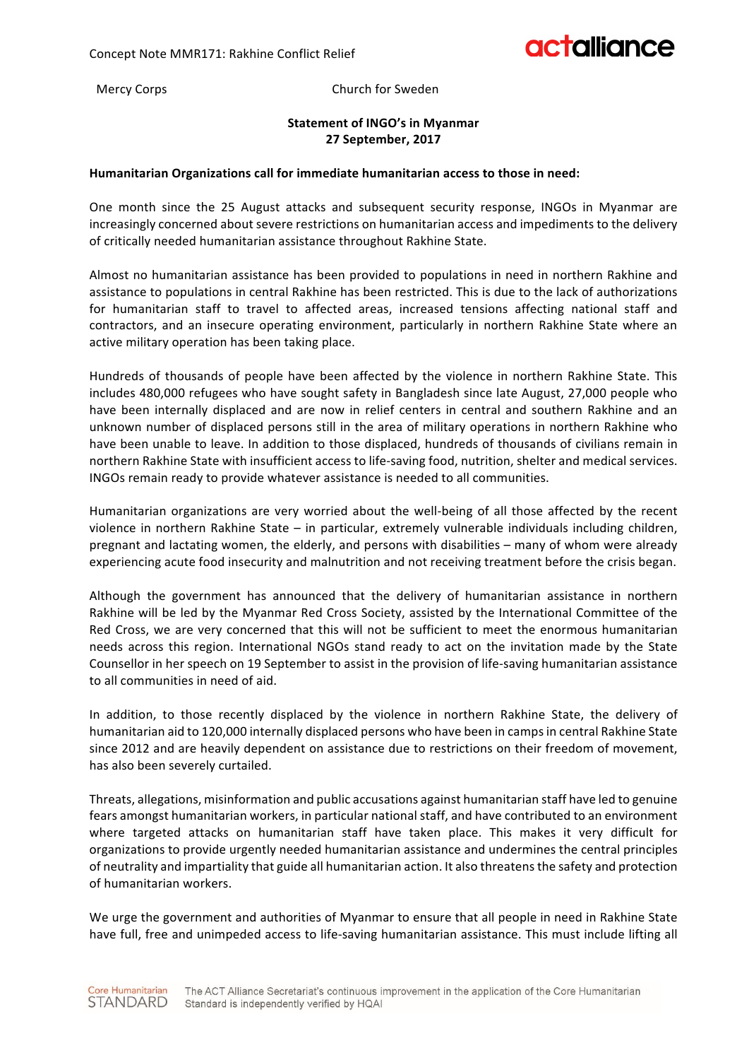Mercy Corps　　　　　　　　　　Church for Sweden

**Statement of INGO's in Myanmar**
**27 September, 2017**

**Humanitarian Organizations call for immediate humanitarian access to those in need:**

One month since the 25 August attacks and subsequent security response, INGOs in Myanmar are increasingly concerned about severe restrictions on humanitarian access and impediments to the delivery of critically needed humanitarian assistance throughout Rakhine State.

Almost no humanitarian assistance has been provided to populations in need in northern Rakhine and assistance to populations in central Rakhine has been restricted. This is due to the lack of authorizations for humanitarian staff to travel to affected areas, increased tensions affecting national staff and contractors, and an insecure operating environment, particularly in northern Rakhine State where an active military operation has been taking place.

Hundreds of thousands of people have been affected by the violence in northern Rakhine State. This includes 480,000 refugees who have sought safety in Bangladesh since late August, 27,000 people who have been internally displaced and are now in relief centers in central and southern Rakhine and an unknown number of displaced persons still in the area of military operations in northern Rakhine who have been unable to leave. In addition to those displaced, hundreds of thousands of civilians remain in northern Rakhine State with insufficient access to life-saving food, nutrition, shelter and medical services. INGOs remain ready to provide whatever assistance is needed to all communities.

Humanitarian organizations are very worried about the well-being of all those affected by the recent violence in northern Rakhine State – in particular, extremely vulnerable individuals including children, pregnant and lactating women, the elderly, and persons with disabilities – many of whom were already experiencing acute food insecurity and malnutrition and not receiving treatment before the crisis began.

Although the government has announced that the delivery of humanitarian assistance in northern Rakhine will be led by the Myanmar Red Cross Society, assisted by the International Committee of the Red Cross, we are very concerned that this will not be sufficient to meet the enormous humanitarian needs across this region. International NGOs stand ready to act on the invitation made by the State Counsellor in her speech on 19 September to assist in the provision of life-saving humanitarian assistance to all communities in need of aid.

In addition, to those recently displaced by the violence in northern Rakhine State, the delivery of humanitarian aid to 120,000 internally displaced persons who have been in camps in central Rakhine State since 2012 and are heavily dependent on assistance due to restrictions on their freedom of movement, has also been severely curtailed.

Threats, allegations, misinformation and public accusations against humanitarian staff have led to genuine fears amongst humanitarian workers, in particular national staff, and have contributed to an environment where targeted attacks on humanitarian staff have taken place. This makes it very difficult for organizations to provide urgently needed humanitarian assistance and undermines the central principles of neutrality and impartiality that guide all humanitarian action. It also threatens the safety and protection of humanitarian workers.

We urge the government and authorities of Myanmar to ensure that all people in need in Rakhine State have full, free and unimpeded access to life-saving humanitarian assistance. This must include lifting all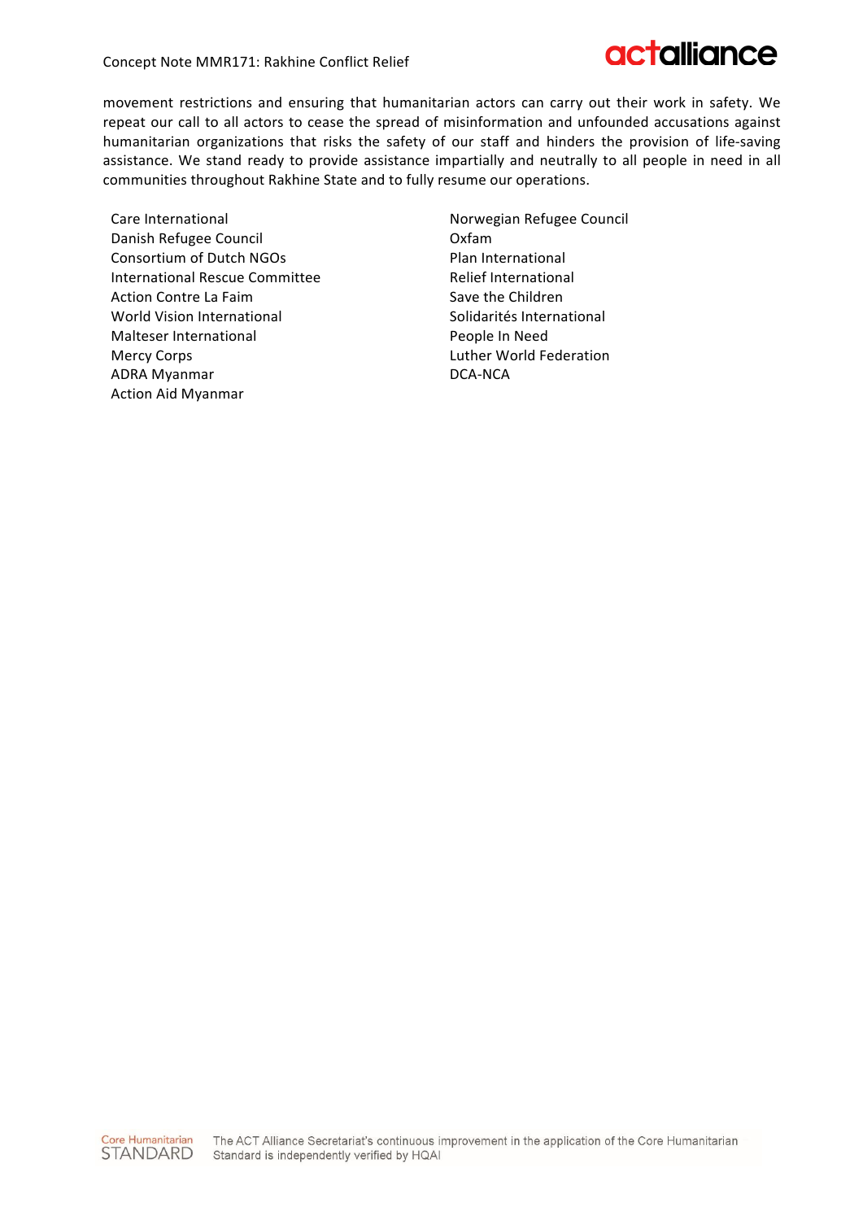movement restrictions and ensuring that humanitarian actors can carry out their work in safety. We repeat our call to all actors to cease the spread of misinformation and unfounded accusations against humanitarian organizations that risks the safety of our staff and hinders the provision of life-saving assistance. We stand ready to provide assistance impartially and neutrally to all people in need in all communities throughout Rakhine State and to fully resume our operations.

Care International
Danish Refugee Council
Consortium of Dutch NGOs
International Rescue Committee
Action Contre La Faim
World Vision International
Malteser International
Mercy Corps
ADRA Myanmar
Action Aid Myanmar
Norwegian Refugee Council
Oxfam
Plan International
Relief International
Save the Children
Solidarités International
People In Need
Luther World Federation
DCA-NCA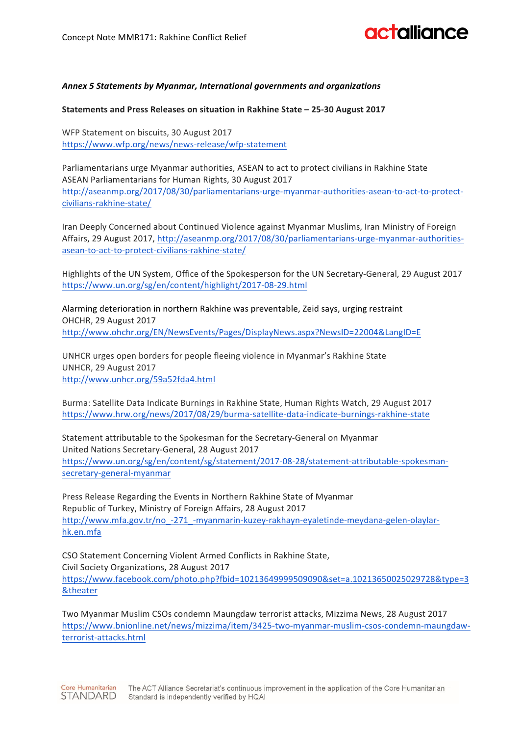***Annex 5 Statements by Myanmar, International governments and organizations***

**Statements and Press Releases on situation in Rakhine State – 25-30 August 2017**

WFP Statement on biscuits, 30 August 2017
https://www.wfp.org/news/news-release/wfp-statement

Parliamentarians urge Myanmar authorities, ASEAN to act to protect civilians in Rakhine State
ASEAN Parliamentarians for Human Rights, 30 August 2017
http://aseanmp.org/2017/08/30/parliamentarians-urge-myanmar-authorities-asean-to-act-to-protect-civilians-rakhine-state/

Iran Deeply Concerned about Continued Violence against Myanmar Muslims, Iran Ministry of Foreign Affairs, 29 August 2017, http://aseanmp.org/2017/08/30/parliamentarians-urge-myanmar-authorities-asean-to-act-to-protect-civilians-rakhine-state/

Highlights of the UN System, Office of the Spokesperson for the UN Secretary-General, 29 August 2017
https://www.un.org/sg/en/content/highlight/2017-08-29.html

Alarming deterioration in northern Rakhine was preventable, Zeid says, urging restraint
OHCHR, 29 August 2017
http://www.ohchr.org/EN/NewsEvents/Pages/DisplayNews.aspx?NewsID=22004&LangID=E

UNHCR urges open borders for people fleeing violence in Myanmar's Rakhine State
UNHCR, 29 August 2017
http://www.unhcr.org/59a52fda4.html

Burma: Satellite Data Indicate Burnings in Rakhine State, Human Rights Watch, 29 August 2017
https://www.hrw.org/news/2017/08/29/burma-satellite-data-indicate-burnings-rakhine-state

Statement attributable to the Spokesman for the Secretary-General on Myanmar
United Nations Secretary-General, 28 August 2017
https://www.un.org/sg/en/content/sg/statement/2017-08-28/statement-attributable-spokesman-secretary-general-myanmar

Press Release Regarding the Events in Northern Rakhine State of Myanmar
Republic of Turkey, Ministry of Foreign Affairs, 28 August 2017
http://www.mfa.gov.tr/no_-271_-myanmarin-kuzey-rakhayn-eyaletinde-meydana-gelen-olaylar-hk.en.mfa

CSO Statement Concerning Violent Armed Conflicts in Rakhine State,
Civil Society Organizations, 28 August 2017
https://www.facebook.com/photo.php?fbid=10213649999509090&set=a.10213650025029728&type=3&theater

Two Myanmar Muslim CSOs condemn Maungdaw terrorist attacks, Mizzima News, 28 August 2017
https://www.bnionline.net/news/mizzima/item/3425-two-myanmar-muslim-csos-condemn-maungdaw-terrorist-attacks.html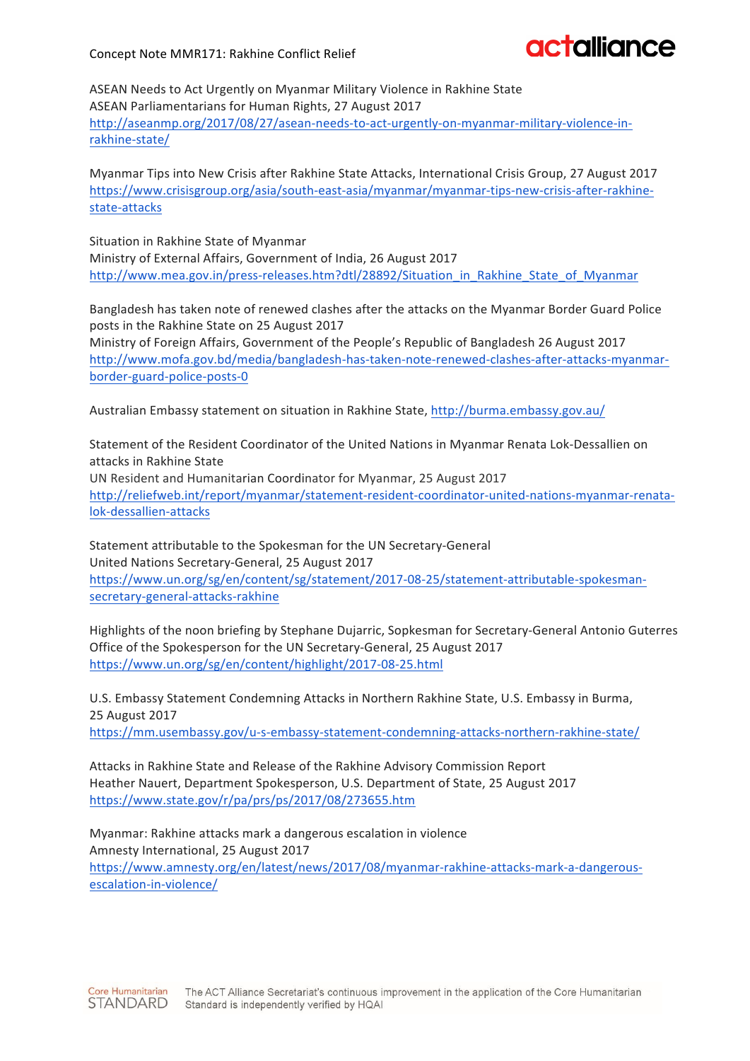ASEAN Needs to Act Urgently on Myanmar Military Violence in Rakhine State
ASEAN Parliamentarians for Human Rights, 27 August 2017
http://aseanmp.org/2017/08/27/asean-needs-to-act-urgently-on-myanmar-military-violence-in-rakhine-state/

Myanmar Tips into New Crisis after Rakhine State Attacks, International Crisis Group, 27 August 2017
https://www.crisisgroup.org/asia/south-east-asia/myanmar/myanmar-tips-new-crisis-after-rakhine-state-attacks

Situation in Rakhine State of Myanmar
Ministry of External Affairs, Government of India, 26 August 2017
http://www.mea.gov.in/press-releases.htm?dtl/28892/Situation_in_Rakhine_State_of_Myanmar

Bangladesh has taken note of renewed clashes after the attacks on the Myanmar Border Guard Police posts in the Rakhine State on 25 August 2017
Ministry of Foreign Affairs, Government of the People's Republic of Bangladesh 26 August 2017
http://www.mofa.gov.bd/media/bangladesh-has-taken-note-renewed-clashes-after-attacks-myanmar-border-guard-police-posts-0

Australian Embassy statement on situation in Rakhine State, http://burma.embassy.gov.au/

Statement of the Resident Coordinator of the United Nations in Myanmar Renata Lok-Dessallien on attacks in Rakhine State
UN Resident and Humanitarian Coordinator for Myanmar, 25 August 2017
http://reliefweb.int/report/myanmar/statement-resident-coordinator-united-nations-myanmar-renata-lok-dessallien-attacks

Statement attributable to the Spokesman for the UN Secretary-General
United Nations Secretary-General, 25 August 2017
https://www.un.org/sg/en/content/sg/statement/2017-08-25/statement-attributable-spokesman-secretary-general-attacks-rakhine

Highlights of the noon briefing by Stephane Dujarric, Sopkesman for Secretary-General Antonio Guterres
Office of the Spokesperson for the UN Secretary-General, 25 August 2017
https://www.un.org/sg/en/content/highlight/2017-08-25.html

U.S. Embassy Statement Condemning Attacks in Northern Rakhine State, U.S. Embassy in Burma, 25 August 2017
https://mm.usembassy.gov/u-s-embassy-statement-condemning-attacks-northern-rakhine-state/

Attacks in Rakhine State and Release of the Rakhine Advisory Commission Report
Heather Nauert, Department Spokesperson, U.S. Department of State, 25 August 2017
https://www.state.gov/r/pa/prs/ps/2017/08/273655.htm

Myanmar: Rakhine attacks mark a dangerous escalation in violence
Amnesty International, 25 August 2017
https://www.amnesty.org/en/latest/news/2017/08/myanmar-rakhine-attacks-mark-a-dangerous-escalation-in-violence/